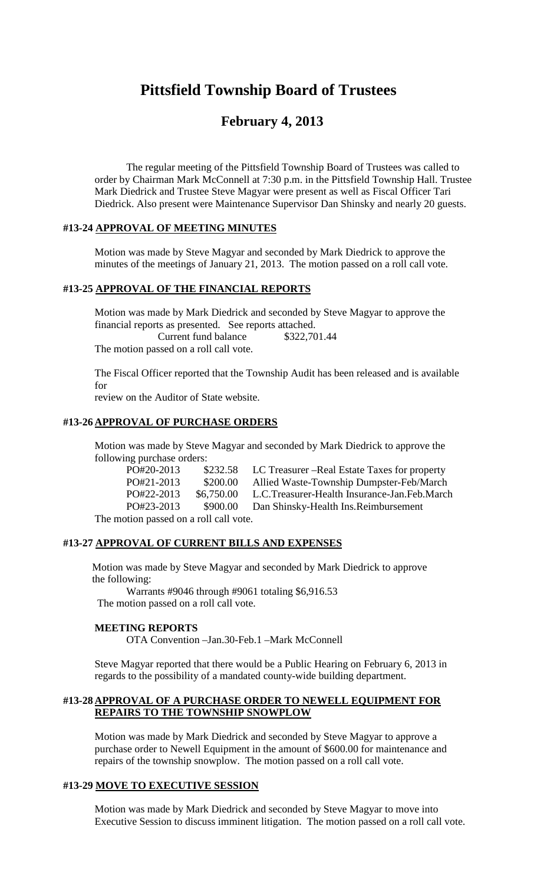# Pittsfield Township Board of Trustees

## February 4, 2013

The regular meeting of the Pittsfield Township Board of Trustees was called to order by Chairman Mark McConnell at 7:30 p.m. in the Pittsfield Township Hall. Trustee Mark Diedrick and Trustee Steve Magyar were present as well as Fiscal Officer Tari Diedrick. Also present were Maintenance Supervisor Dan Shinsky and nearly 20 guests.

### #13-24 APPROVAL OF MEETING MINUTES

Motion was made by Steve Magyar and seconded by Mark Diedrick to approve the minutes of the meetings of January 21, 2013. The motion passed on a roll call vote.

### #13-25 APPROVAL OF THE FINANCIAL REPORTS

Motion was made by Mark Diedrick and seconded by Steve Magyar to approve the financial reports as presented. See reports attached.

Current fund balance $322,701.44

The motion passed on a roll call vote.

The Fiscal Officer reported that the Township Audit has been released and is available for

review on the Auditor of State website.

### #13-26 APPROVAL OF PURCHASE ORDERS

Motion was made by Steve Magyar and seconded by Mark Diedrick to approve the following purchase orders:

| | | |
|---|---|---|
| PO#20-2013 | $232.58 | LC Treasurer –Real Estate Taxes for property |
| PO#21-2013 | $200.00 | Allied Waste-Township Dumpster-Feb/March |
| PO#22-2013 | $6,750.00 | L.C.Treasurer-Health Insurance-Jan.Feb.March |
| PO#23-2013 | $900.00 | Dan Shinsky-Health Ins.Reimbursement |

The motion passed on a roll call vote.

### #13-27 APPROVAL OF CURRENT BILLS AND EXPENSES

Motion was made by Steve Magyar and seconded by Mark Diedrick to approve the following:

Warrants #9046 through #9061 totaling $6,916.53

The motion passed on a roll call vote.

**MEETING REPORTS**

OTA Convention –Jan.30-Feb.1 –Mark McConnell

Steve Magyar reported that there would be a Public Hearing on February 6, 2013 in regards to the possibility of a mandated county-wide building department.

### #13-28 APPROVAL OF A PURCHASE ORDER TO NEWELL EQUIPMENT FOR REPAIRS TO THE TOWNSHIP SNOWPLOW

Motion was made by Mark Diedrick and seconded by Steve Magyar to approve a purchase order to Newell Equipment in the amount of $600.00 for maintenance and repairs of the township snowplow. The motion passed on a roll call vote.

### #13-29 MOVE TO EXECUTIVE SESSION

Motion was made by Mark Diedrick and seconded by Steve Magyar to move into Executive Session to discuss imminent litigation. The motion passed on a roll call vote.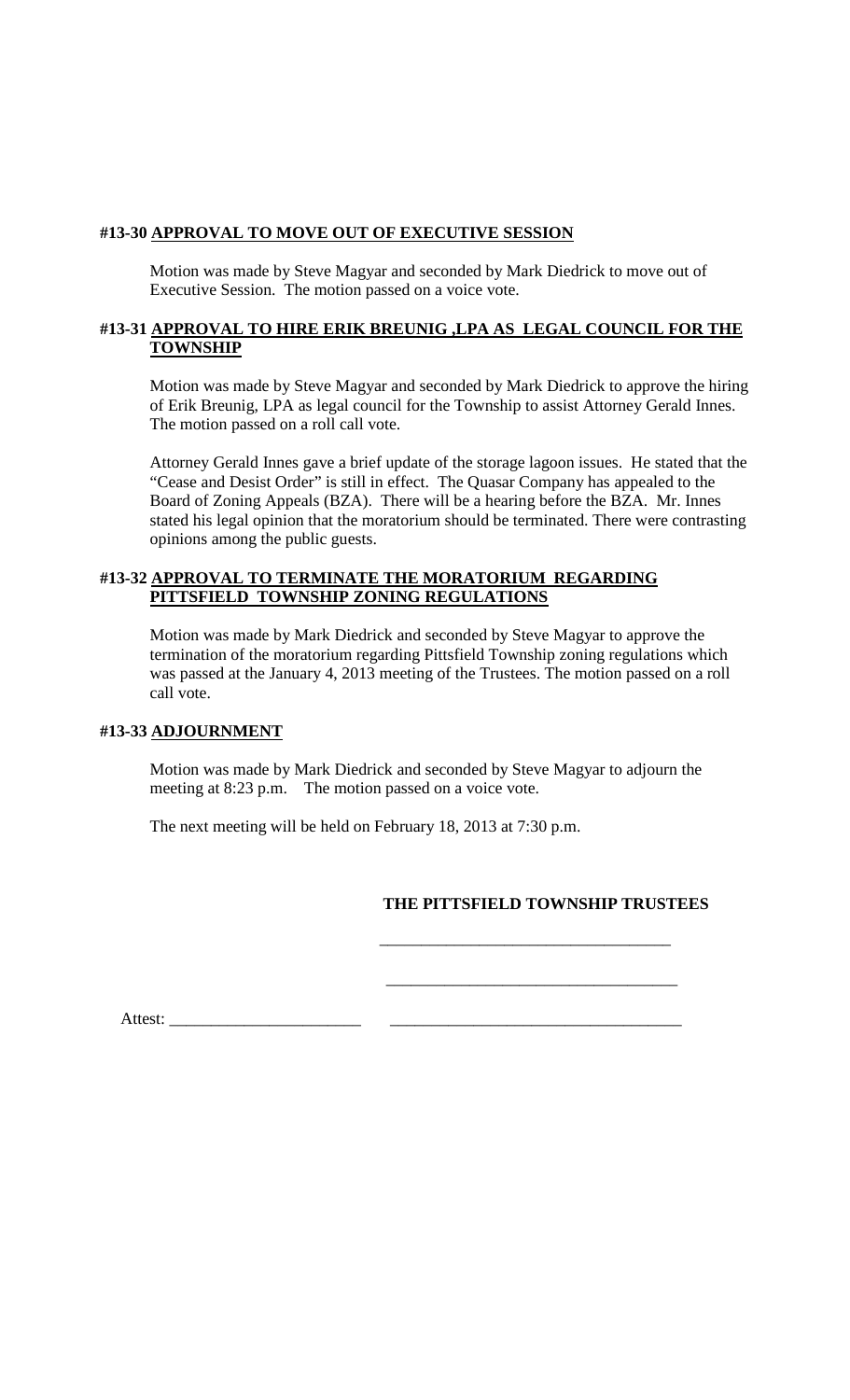**#13-30 APPROVAL TO MOVE OUT OF EXECUTIVE SESSION**

Motion was made by Steve Magyar and seconded by Mark Diedrick to move out of Executive Session. The motion passed on a voice vote.

**#13-31 APPROVAL TO HIRE ERIK BREUNIG ,LPA AS LEGAL COUNCIL FOR THE TOWNSHIP**

Motion was made by Steve Magyar and seconded by Mark Diedrick to approve the hiring of Erik Breunig, LPA as legal council for the Township to assist Attorney Gerald Innes. The motion passed on a roll call vote.

Attorney Gerald Innes gave a brief update of the storage lagoon issues. He stated that the "Cease and Desist Order" is still in effect. The Quasar Company has appealed to the Board of Zoning Appeals (BZA). There will be a hearing before the BZA. Mr. Innes stated his legal opinion that the moratorium should be terminated. There were contrasting opinions among the public guests.

**#13-32 APPROVAL TO TERMINATE THE MORATORIUM REGARDING PITTSFIELD TOWNSHIP ZONING REGULATIONS**

Motion was made by Mark Diedrick and seconded by Steve Magyar to approve the termination of the moratorium regarding Pittsfield Township zoning regulations which was passed at the January 4, 2013 meeting of the Trustees. The motion passed on a roll call vote.

**#13-33 ADJOURNMENT**

Motion was made by Mark Diedrick and seconded by Steve Magyar to adjourn the meeting at 8:23 p.m. The motion passed on a voice vote.

The next meeting will be held on February 18, 2013 at 7:30 p.m.

**THE PITTSFIELD TOWNSHIP TRUSTEES**

\_\_\_\_\_\_\_\_\_\_\_\_\_\_\_\_\_\_\_\_\_\_\_\_\_\_\_\_\_\_\_\_\_\_\_

\_\_\_\_\_\_\_\_\_\_\_\_\_\_\_\_\_\_\_\_\_\_\_\_\_\_\_\_\_\_\_\_\_\_\_

Attest: \_\_\_\_\_\_\_\_\_\_\_\_\_\_\_\_\_\_\_\_\_\_\_ \_\_\_\_\_\_\_\_\_\_\_\_\_\_\_\_\_\_\_\_\_\_\_\_\_\_\_\_\_\_\_\_\_\_\_